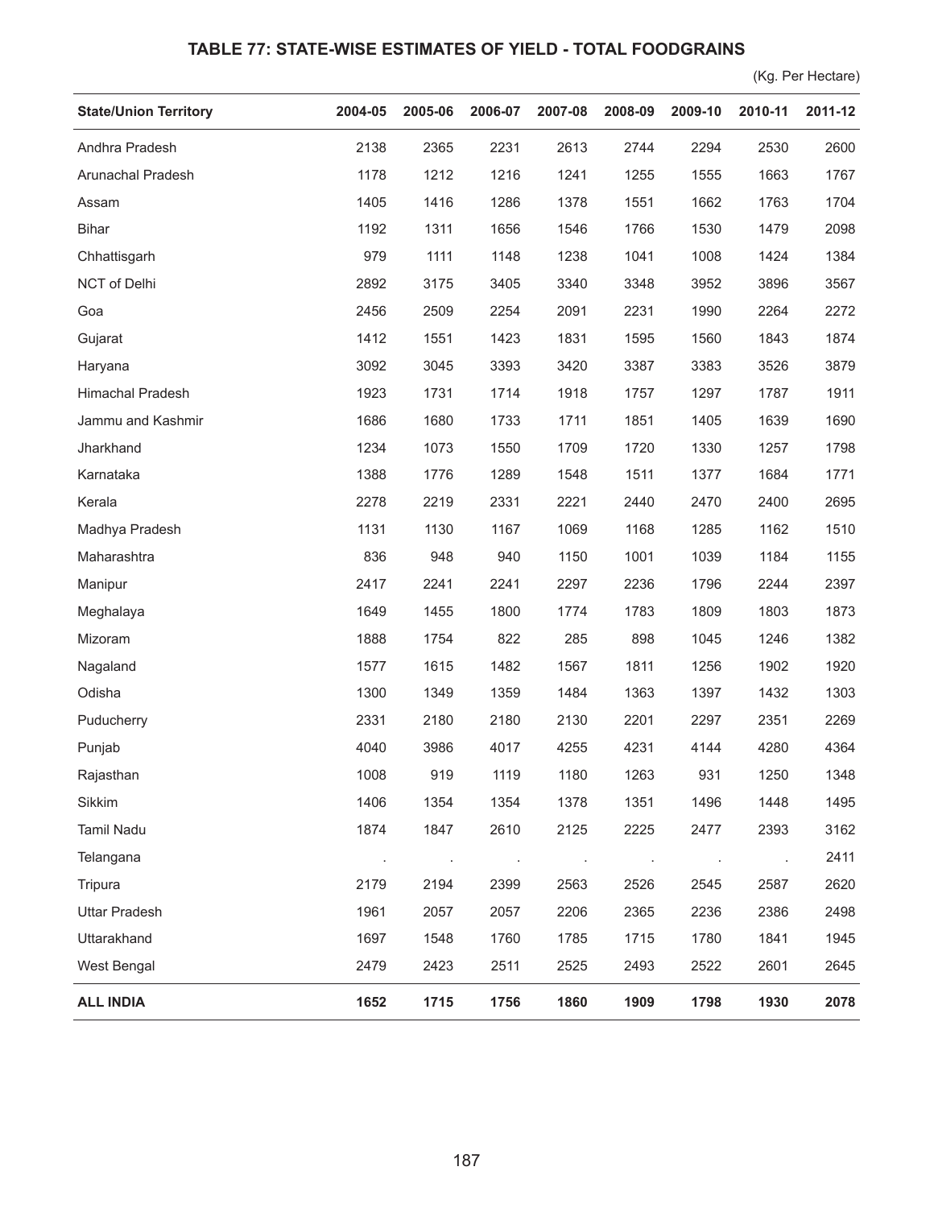## TABLE 77: STATE-WISE ESTIMATES OF YIELD - TOTAL FOODGRAINS

(Kg. Per Hectare)

| State/Union Territory | 2004-05 | 2005-06 | 2006-07 | 2007-08 | 2008-09 | 2009-10 | 2010-11 | 2011-12 |
|---|---|---|---|---|---|---|---|---|
| Andhra Pradesh | 2138 | 2365 | 2231 | 2613 | 2744 | 2294 | 2530 | 2600 |
| Arunachal Pradesh | 1178 | 1212 | 1216 | 1241 | 1255 | 1555 | 1663 | 1767 |
| Assam | 1405 | 1416 | 1286 | 1378 | 1551 | 1662 | 1763 | 1704 |
| Bihar | 1192 | 1311 | 1656 | 1546 | 1766 | 1530 | 1479 | 2098 |
| Chhattisgarh | 979 | 1111 | 1148 | 1238 | 1041 | 1008 | 1424 | 1384 |
| NCT of Delhi | 2892 | 3175 | 3405 | 3340 | 3348 | 3952 | 3896 | 3567 |
| Goa | 2456 | 2509 | 2254 | 2091 | 2231 | 1990 | 2264 | 2272 |
| Gujarat | 1412 | 1551 | 1423 | 1831 | 1595 | 1560 | 1843 | 1874 |
| Haryana | 3092 | 3045 | 3393 | 3420 | 3387 | 3383 | 3526 | 3879 |
| Himachal Pradesh | 1923 | 1731 | 1714 | 1918 | 1757 | 1297 | 1787 | 1911 |
| Jammu and Kashmir | 1686 | 1680 | 1733 | 1711 | 1851 | 1405 | 1639 | 1690 |
| Jharkhand | 1234 | 1073 | 1550 | 1709 | 1720 | 1330 | 1257 | 1798 |
| Karnataka | 1388 | 1776 | 1289 | 1548 | 1511 | 1377 | 1684 | 1771 |
| Kerala | 2278 | 2219 | 2331 | 2221 | 2440 | 2470 | 2400 | 2695 |
| Madhya Pradesh | 1131 | 1130 | 1167 | 1069 | 1168 | 1285 | 1162 | 1510 |
| Maharashtra | 836 | 948 | 940 | 1150 | 1001 | 1039 | 1184 | 1155 |
| Manipur | 2417 | 2241 | 2241 | 2297 | 2236 | 1796 | 2244 | 2397 |
| Meghalaya | 1649 | 1455 | 1800 | 1774 | 1783 | 1809 | 1803 | 1873 |
| Mizoram | 1888 | 1754 | 822 | 285 | 898 | 1045 | 1246 | 1382 |
| Nagaland | 1577 | 1615 | 1482 | 1567 | 1811 | 1256 | 1902 | 1920 |
| Odisha | 1300 | 1349 | 1359 | 1484 | 1363 | 1397 | 1432 | 1303 |
| Puducherry | 2331 | 2180 | 2180 | 2130 | 2201 | 2297 | 2351 | 2269 |
| Punjab | 4040 | 3986 | 4017 | 4255 | 4231 | 4144 | 4280 | 4364 |
| Rajasthan | 1008 | 919 | 1119 | 1180 | 1263 | 931 | 1250 | 1348 |
| Sikkim | 1406 | 1354 | 1354 | 1378 | 1351 | 1496 | 1448 | 1495 |
| Tamil Nadu | 1874 | 1847 | 2610 | 2125 | 2225 | 2477 | 2393 | 3162 |
| Telangana | . | . | . | . | . | . | . | 2411 |
| Tripura | 2179 | 2194 | 2399 | 2563 | 2526 | 2545 | 2587 | 2620 |
| Uttar Pradesh | 1961 | 2057 | 2057 | 2206 | 2365 | 2236 | 2386 | 2498 |
| Uttarakhand | 1697 | 1548 | 1760 | 1785 | 1715 | 1780 | 1841 | 1945 |
| West Bengal | 2479 | 2423 | 2511 | 2525 | 2493 | 2522 | 2601 | 2645 |
| **ALL INDIA** | **1652** | **1715** | **1756** | **1860** | **1909** | **1798** | **1930** | **2078** |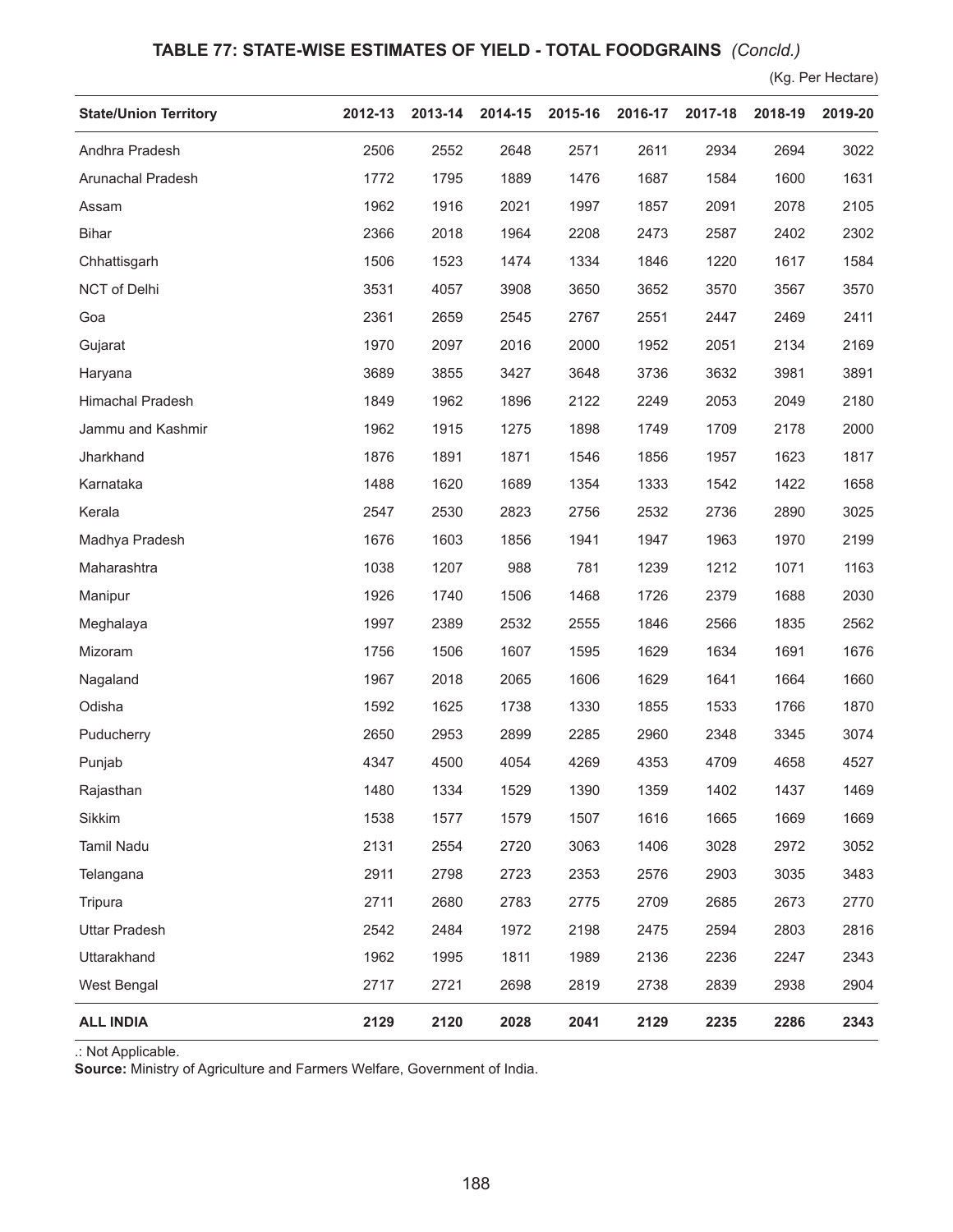## TABLE 77: STATE-WISE ESTIMATES OF YIELD - TOTAL FOODGRAINS *(Concld.)*

(Kg. Per Hectare)

| State/Union Territory | 2012-13 | 2013-14 | 2014-15 | 2015-16 | 2016-17 | 2017-18 | 2018-19 | 2019-20 |
|---|---|---|---|---|---|---|---|---|
| Andhra Pradesh | 2506 | 2552 | 2648 | 2571 | 2611 | 2934 | 2694 | 3022 |
| Arunachal Pradesh | 1772 | 1795 | 1889 | 1476 | 1687 | 1584 | 1600 | 1631 |
| Assam | 1962 | 1916 | 2021 | 1997 | 1857 | 2091 | 2078 | 2105 |
| Bihar | 2366 | 2018 | 1964 | 2208 | 2473 | 2587 | 2402 | 2302 |
| Chhattisgarh | 1506 | 1523 | 1474 | 1334 | 1846 | 1220 | 1617 | 1584 |
| NCT of Delhi | 3531 | 4057 | 3908 | 3650 | 3652 | 3570 | 3567 | 3570 |
| Goa | 2361 | 2659 | 2545 | 2767 | 2551 | 2447 | 2469 | 2411 |
| Gujarat | 1970 | 2097 | 2016 | 2000 | 1952 | 2051 | 2134 | 2169 |
| Haryana | 3689 | 3855 | 3427 | 3648 | 3736 | 3632 | 3981 | 3891 |
| Himachal Pradesh | 1849 | 1962 | 1896 | 2122 | 2249 | 2053 | 2049 | 2180 |
| Jammu and Kashmir | 1962 | 1915 | 1275 | 1898 | 1749 | 1709 | 2178 | 2000 |
| Jharkhand | 1876 | 1891 | 1871 | 1546 | 1856 | 1957 | 1623 | 1817 |
| Karnataka | 1488 | 1620 | 1689 | 1354 | 1333 | 1542 | 1422 | 1658 |
| Kerala | 2547 | 2530 | 2823 | 2756 | 2532 | 2736 | 2890 | 3025 |
| Madhya Pradesh | 1676 | 1603 | 1856 | 1941 | 1947 | 1963 | 1970 | 2199 |
| Maharashtra | 1038 | 1207 | 988 | 781 | 1239 | 1212 | 1071 | 1163 |
| Manipur | 1926 | 1740 | 1506 | 1468 | 1726 | 2379 | 1688 | 2030 |
| Meghalaya | 1997 | 2389 | 2532 | 2555 | 1846 | 2566 | 1835 | 2562 |
| Mizoram | 1756 | 1506 | 1607 | 1595 | 1629 | 1634 | 1691 | 1676 |
| Nagaland | 1967 | 2018 | 2065 | 1606 | 1629 | 1641 | 1664 | 1660 |
| Odisha | 1592 | 1625 | 1738 | 1330 | 1855 | 1533 | 1766 | 1870 |
| Puducherry | 2650 | 2953 | 2899 | 2285 | 2960 | 2348 | 3345 | 3074 |
| Punjab | 4347 | 4500 | 4054 | 4269 | 4353 | 4709 | 4658 | 4527 |
| Rajasthan | 1480 | 1334 | 1529 | 1390 | 1359 | 1402 | 1437 | 1469 |
| Sikkim | 1538 | 1577 | 1579 | 1507 | 1616 | 1665 | 1669 | 1669 |
| Tamil Nadu | 2131 | 2554 | 2720 | 3063 | 1406 | 3028 | 2972 | 3052 |
| Telangana | 2911 | 2798 | 2723 | 2353 | 2576 | 2903 | 3035 | 3483 |
| Tripura | 2711 | 2680 | 2783 | 2775 | 2709 | 2685 | 2673 | 2770 |
| Uttar Pradesh | 2542 | 2484 | 1972 | 2198 | 2475 | 2594 | 2803 | 2816 |
| Uttarakhand | 1962 | 1995 | 1811 | 1989 | 2136 | 2236 | 2247 | 2343 |
| West Bengal | 2717 | 2721 | 2698 | 2819 | 2738 | 2839 | 2938 | 2904 |
| **ALL INDIA** | **2129** | **2120** | **2028** | **2041** | **2129** | **2235** | **2286** | **2343** |

.: Not Applicable.

**Source:** Ministry of Agriculture and Farmers Welfare, Government of India.